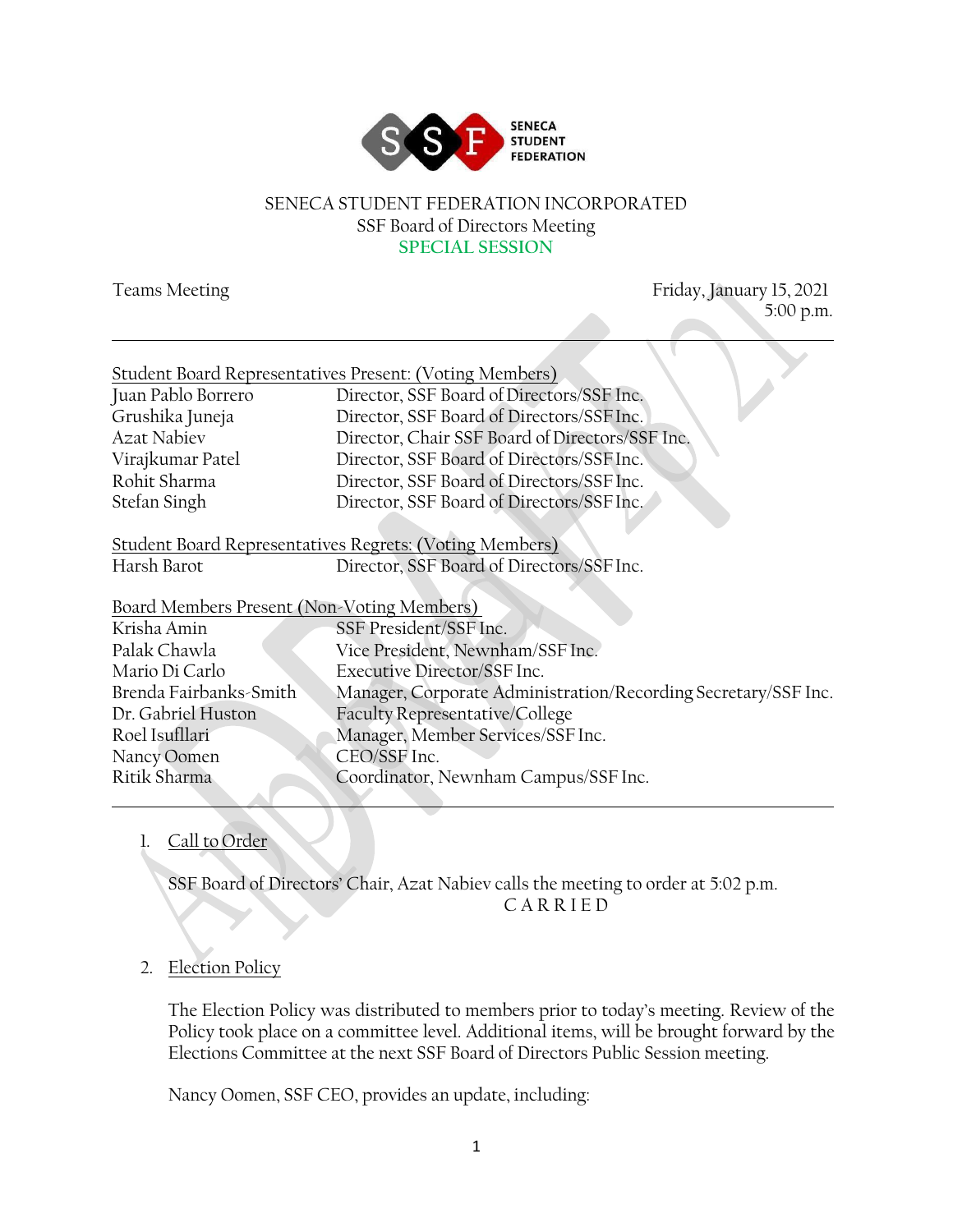SENECA STUDENT FEDERATION INCORPORATED
SSF Board of Directors Meeting
**SPECIAL SESSION**

Teams Meeting

Friday, January 15, 2021
5:00 p.m.

---

Student Board Representatives Present: (Voting Members)

| | |
|---|---|
| Juan Pablo Borrero | Director, SSF Board of Directors/SSF Inc. |
| Grushika Juneja | Director, SSF Board of Directors/SSF Inc. |
| Azat Nabiev | Director, Chair SSF Board of Directors/SSF Inc. |
| Virajkumar Patel | Director, SSF Board of Directors/SSF Inc. |
| Rohit Sharma | Director, SSF Board of Directors/SSF Inc. |
| Stefan Singh | Director, SSF Board of Directors/SSF Inc. |

Student Board Representatives Regrets: (Voting Members)

| | |
|---|---|
| Harsh Barot | Director, SSF Board of Directors/SSF Inc. |

Board Members Present (Non-Voting Members)

| | |
|---|---|
| Krisha Amin | SSF President/SSF Inc. |
| Palak Chawla | Vice President, Newnham/SSF Inc. |
| Mario Di Carlo | Executive Director/SSF Inc. |
| Brenda Fairbanks-Smith | Manager, Corporate Administration/Recording Secretary/SSF Inc. |
| Dr. Gabriel Huston | Faculty Representative/College |
| Roel Isufllari | Manager, Member Services/SSF Inc. |
| Nancy Oomen | CEO/SSF Inc. |
| Ritik Sharma | Coordinator, Newnham Campus/SSF Inc. |

---

1. Call to Order

   SSF Board of Directors' Chair, Azat Nabiev calls the meeting to order at 5:02 p.m.

   C A R R I E D

2. Election Policy

   The Election Policy was distributed to members prior to today's meeting. Review of the Policy took place on a committee level. Additional items, will be brought forward by the Elections Committee at the next SSF Board of Directors Public Session meeting.

   Nancy Oomen, SSF CEO, provides an update, including: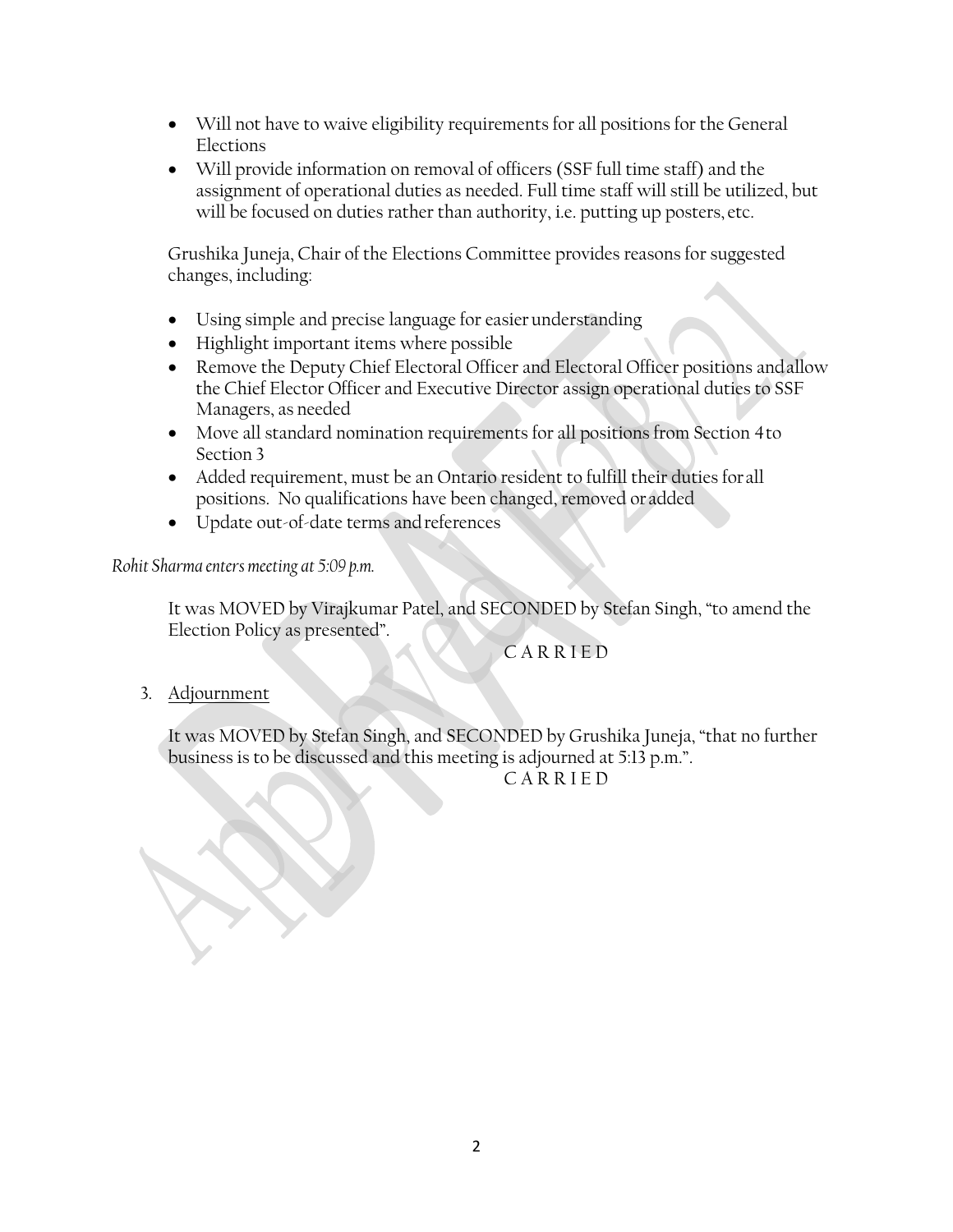- Will not have to waive eligibility requirements for all positions for the General Elections
- Will provide information on removal of officers (SSF full time staff) and the assignment of operational duties as needed. Full time staff will still be utilized, but will be focused on duties rather than authority, i.e. putting up posters, etc.

Grushika Juneja, Chair of the Elections Committee provides reasons for suggested changes, including:

- Using simple and precise language for easier understanding
- Highlight important items where possible
- Remove the Deputy Chief Electoral Officer and Electoral Officer positions and allow the Chief Elector Officer and Executive Director assign operational duties to SSF Managers, as needed
- Move all standard nomination requirements for all positions from Section 4 to Section 3
- Added requirement, must be an Ontario resident to fulfill their duties for all positions. No qualifications have been changed, removed or added
- Update out-of-date terms and references

*Rohit Sharma enters meeting at 5:09 p.m.*

It was MOVED by Virajkumar Patel, and SECONDED by Stefan Singh, "to amend the Election Policy as presented".

C A R R I E D

3. Adjournment

It was MOVED by Stefan Singh, and SECONDED by Grushika Juneja, "that no further business is to be discussed and this meeting is adjourned at 5:13 p.m.".

C A R R I E D